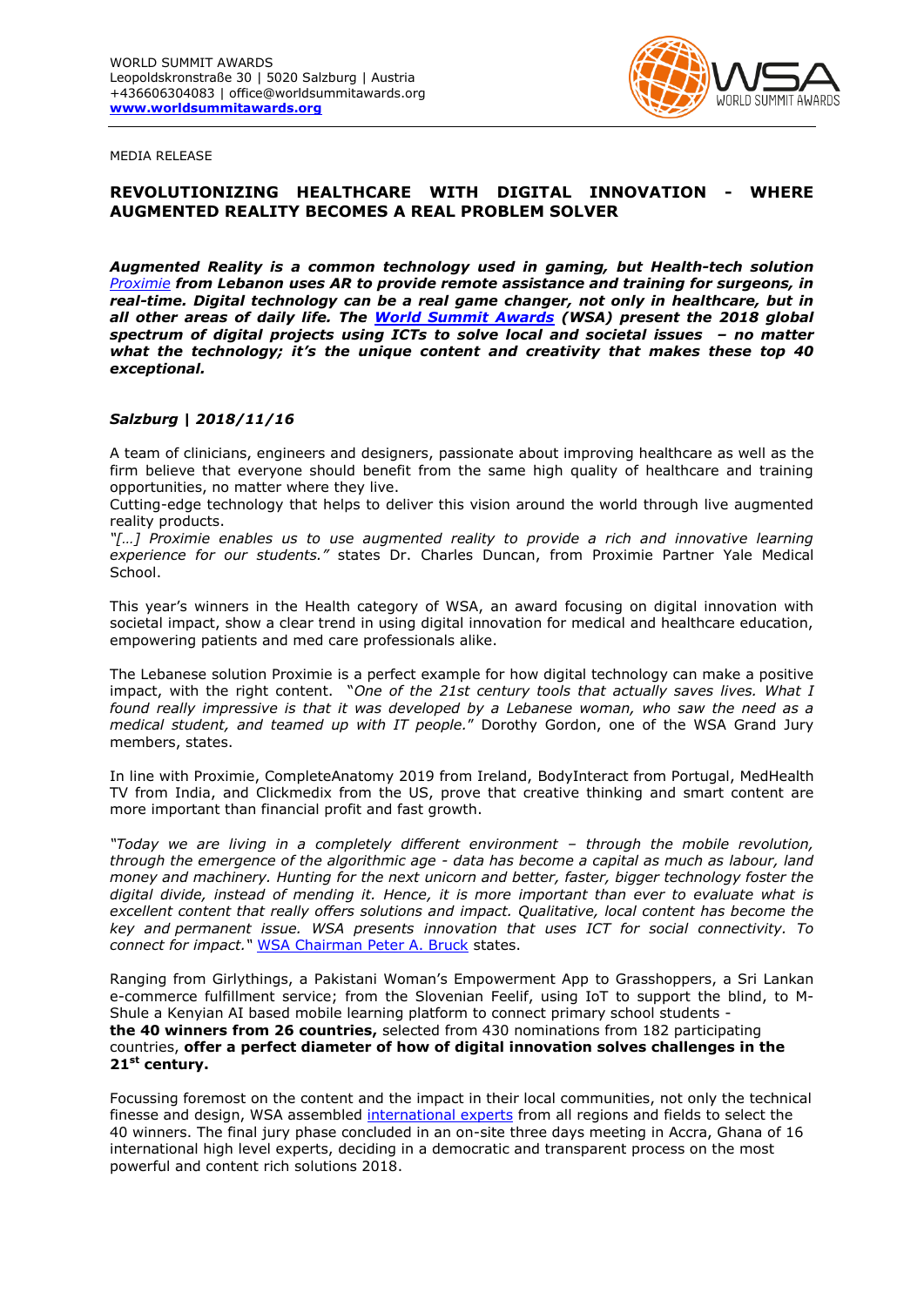WORLD SUMMIT AWARDS
Leopoldskronstraße 30 | 5020 Salzburg | Austria
+436606304083 | office@worldsummitawards.org
**www.worldsummitawards.org**

MEDIA RELEASE

# REVOLUTIONIZING HEALTHCARE WITH DIGITAL INNOVATION - WHERE AUGMENTED REALITY BECOMES A REAL PROBLEM SOLVER

***Augmented Reality is a common technology used in gaming, but Health-tech solution Proximie from Lebanon uses AR to provide remote assistance and training for surgeons, in real-time. Digital technology can be a real game changer, not only in healthcare, but in all other areas of daily life. The World Summit Awards (WSA) present the 2018 global spectrum of digital projects using ICTs to solve local and societal issues – no matter what the technology; it's the unique content and creativity that makes these top 40 exceptional.***

***Salzburg | 2018/11/16***

A team of clinicians, engineers and designers, passionate about improving healthcare as well as the firm believe that everyone should benefit from the same high quality of healthcare and training opportunities, no matter where they live.
Cutting-edge technology that helps to deliver this vision around the world through live augmented reality products.
*"[…] Proximie enables us to use augmented reality to provide a rich and innovative learning experience for our students."* states Dr. Charles Duncan, from Proximie Partner Yale Medical School.

This year's winners in the Health category of WSA, an award focusing on digital innovation with societal impact, show a clear trend in using digital innovation for medical and healthcare education, empowering patients and med care professionals alike.

The Lebanese solution Proximie is a perfect example for how digital technology can make a positive impact, with the right content. "*One of the 21st century tools that actually saves lives. What I found really impressive is that it was developed by a Lebanese woman, who saw the need as a medical student, and teamed up with IT people.*" Dorothy Gordon, one of the WSA Grand Jury members, states.

In line with Proximie, CompleteAnatomy 2019 from Ireland, BodyInteract from Portugal, MedHealth TV from India, and Clickmedix from the US, prove that creative thinking and smart content are more important than financial profit and fast growth.

*"Today we are living in a completely different environment – through the mobile revolution, through the emergence of the algorithmic age - data has become a capital as much as labour, land money and machinery. Hunting for the next unicorn and better, faster, bigger technology foster the digital divide, instead of mending it. Hence, it is more important than ever to evaluate what is excellent content that really offers solutions and impact. Qualitative, local content has become the key and permanent issue. WSA presents innovation that uses ICT for social connectivity. To connect for impact."* WSA Chairman Peter A. Bruck states.

Ranging from Girlythings, a Pakistani Woman's Empowerment App to Grasshoppers, a Sri Lankan e-commerce fulfillment service; from the Slovenian Feelif, using IoT to support the blind, to M-Shule a Kenyian AI based mobile learning platform to connect primary school students -
**the 40 winners from 26 countries,** selected from 430 nominations from 182 participating countries, **offer a perfect diameter of how of digital innovation solves challenges in the 21st century.**

Focussing foremost on the content and the impact in their local communities, not only the technical finesse and design, WSA assembled international experts from all regions and fields to select the 40 winners. The final jury phase concluded in an on-site three days meeting in Accra, Ghana of 16 international high level experts, deciding in a democratic and transparent process on the most powerful and content rich solutions 2018.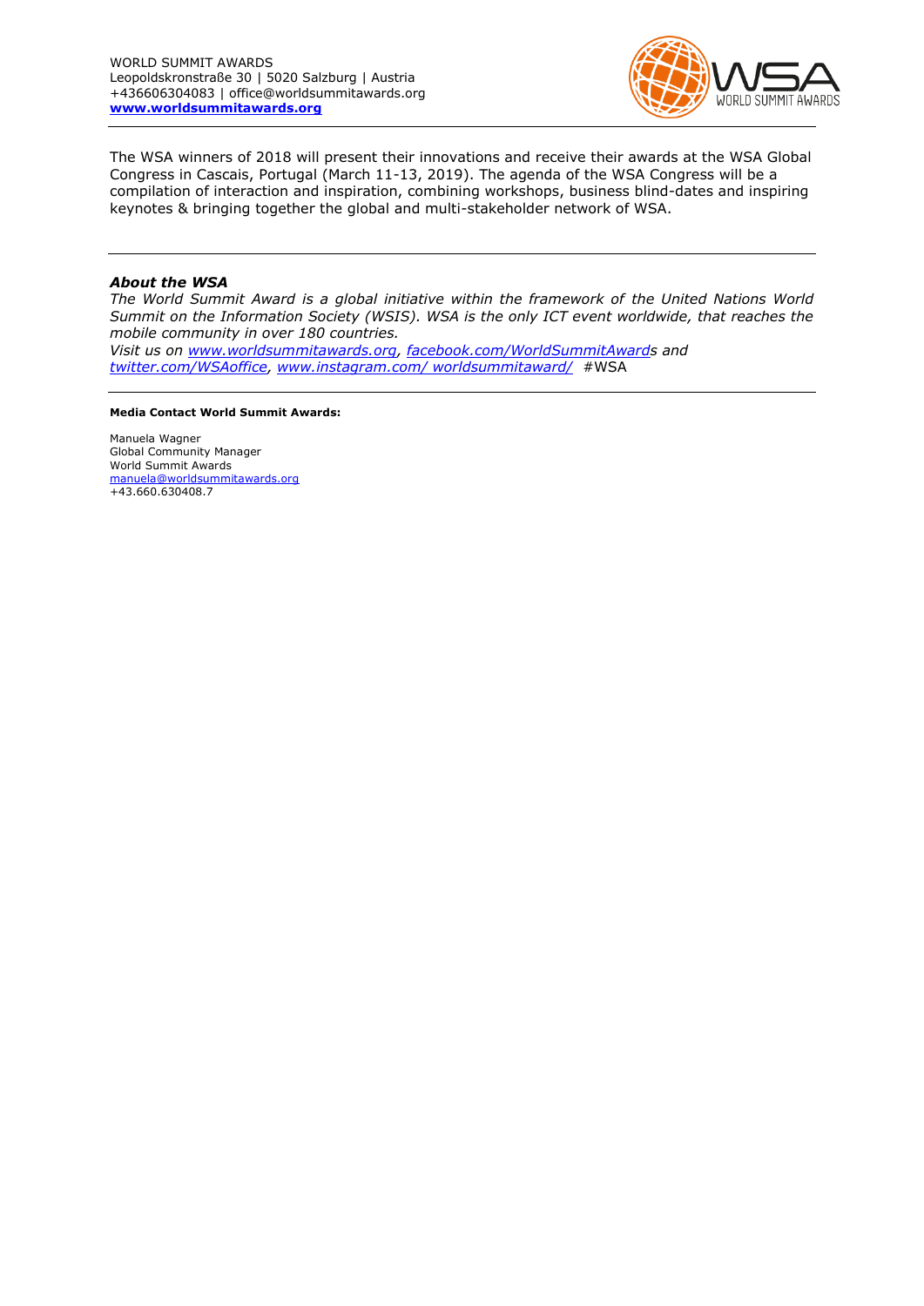The WSA winners of 2018 will present their innovations and receive their awards at the WSA Global Congress in Cascais, Portugal (March 11-13, 2019). The agenda of the WSA Congress will be a compilation of interaction and inspiration, combining workshops, business blind-dates and inspiring keynotes & bringing together the global and multi-stakeholder network of WSA.

---

***About the WSA***

*The World Summit Award is a global initiative within the framework of the United Nations World Summit on the Information Society (WSIS). WSA is the only ICT event worldwide, that reaches the mobile community in over 180 countries.*

*Visit us on www.worldsummitawards.org, facebook.com/WorldSummitAwards and twitter.com/WSAoffice, www.instagram.com/ worldsummitaward/* #WSA

---

**Media Contact World Summit Awards:**

Manuela Wagner
Global Community Manager
World Summit Awards
manuela@worldsummitawards.org
+43.660.630408.7